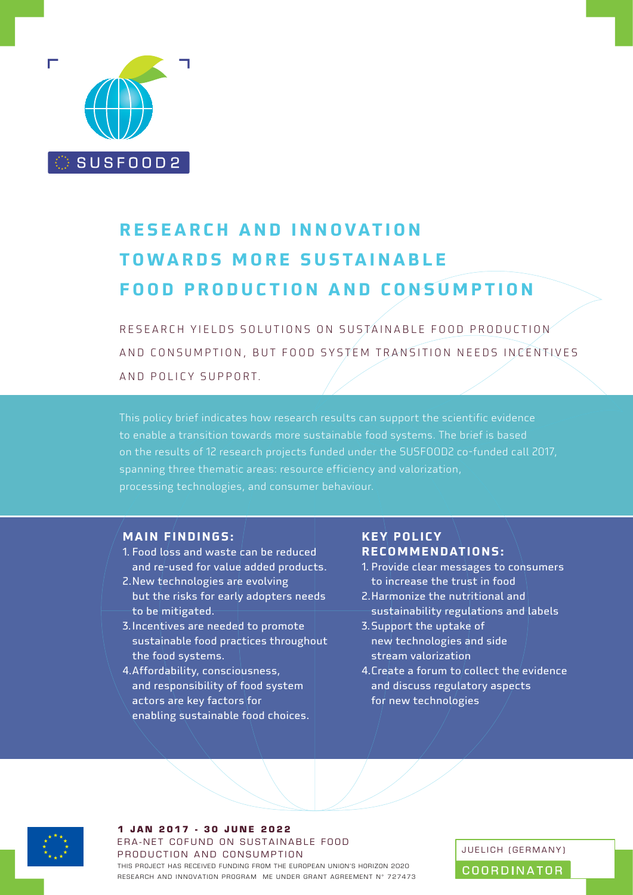SUSFOOD2

# RESEARCH AND INNOVATION TOWARDS MORE SUSTAINABLE FOOD PRODUCTION AND CONSUMPTION

RESEARCH YIELDS SOLUTIONS ON SUSTAINABLE FOOD PRODUCTION AND CONSUMPTION, BUT FOOD SYSTEM TRANSITION NEEDS INCENTIVES AND POLICY SUPPORT.

This policy brief indicates how research results can support the scientific evidence to enable a transition towards more sustainable food systems. The brief is based on the results of 12 research projects funded under the SUSFOOD2 co-funded call 2017, spanning three thematic areas: resource efficiency and valorization, processing technologies, and consumer behaviour.

## MAIN FINDINGS:

1. Food loss and waste can be reduced and re-used for value added products.
2. New technologies are evolving but the risks for early adopters needs to be mitigated.
3. Incentives are needed to promote sustainable food practices throughout the food systems.
4. Affordability, consciousness, and responsibility of food system actors are key factors for enabling sustainable food choices.

## KEY POLICY RECOMMENDATIONS:

1. Provide clear messages to consumers to increase the trust in food
2. Harmonize the nutritional and sustainability regulations and labels
3. Support the uptake of new technologies and side stream valorization
4. Create a forum to collect the evidence and discuss regulatory aspects for new technologies

**1 JAN 2017 - 30 JUNE 2022**

ERA-NET COFUND ON SUSTAINABLE FOOD PRODUCTION AND CONSUMPTION

THIS PROJECT HAS RECEIVED FUNDING FROM THE EUROPEAN UNION'S HORIZON 2020 RESEARCH AND INNOVATION PROGRAM ME UNDER GRANT AGREEMENT N° 727473

JUELICH (GERMANY)

COORDINATOR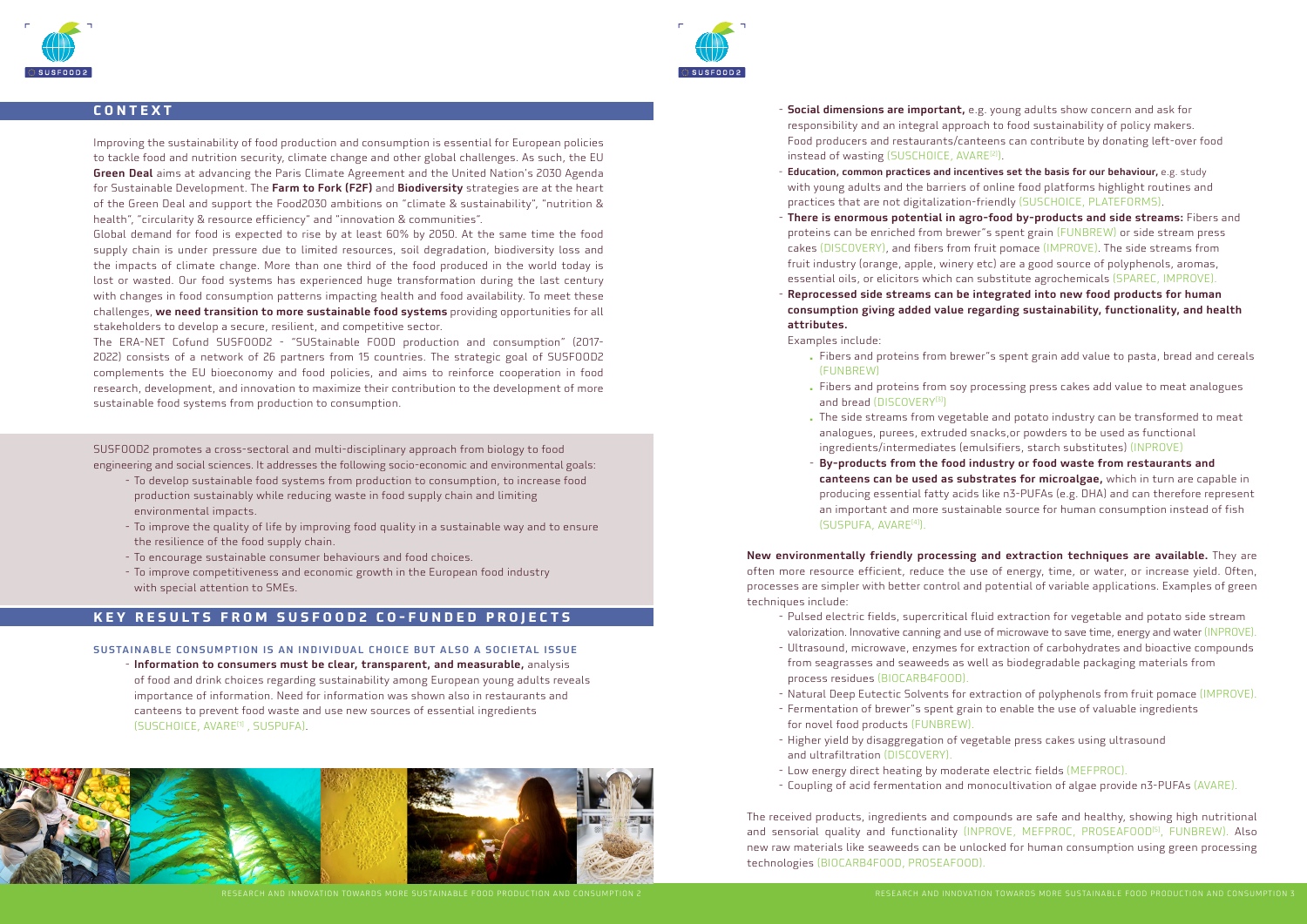## CONTEXT

Improving the sustainability of food production and consumption is essential for European policies to tackle food and nutrition security, climate change and other global challenges. As such, the EU **Green Deal** aims at advancing the Paris Climate Agreement and the United Nation's 2030 Agenda for Sustainable Development. The **Farm to Fork (F2F)** and **Biodiversity** strategies are at the heart of the Green Deal and support the Food2030 ambitions on "climate & sustainability", "nutrition & health", "circularity & resource efficiency" and "innovation & communities".

Global demand for food is expected to rise by at least 60% by 2050. At the same time the food supply chain is under pressure due to limited resources, soil degradation, biodiversity loss and the impacts of climate change. More than one third of the food produced in the world today is lost or wasted. Our food systems has experienced huge transformation during the last century with changes in food consumption patterns impacting health and food availability. To meet these challenges, **we need transition to more sustainable food systems** providing opportunities for all stakeholders to develop a secure, resilient, and competitive sector.

The ERA-NET Cofund SUSFOOD2 - "SUStainable FOOD production and consumption" (2017-2022) consists of a network of 26 partners from 15 countries. The strategic goal of SUSFOOD2 complements the EU bioeconomy and food policies, and aims to reinforce cooperation in food research, development, and innovation to maximize their contribution to the development of more sustainable food systems from production to consumption.

SUSFOOD2 promotes a cross-sectoral and multi-disciplinary approach from biology to food engineering and social sciences. It addresses the following socio-economic and environmental goals:

- To develop sustainable food systems from production to consumption, to increase food production sustainably while reducing waste in food supply chain and limiting environmental impacts.
- To improve the quality of life by improving food quality in a sustainable way and to ensure the resilience of the food supply chain.
- To encourage sustainable consumer behaviours and food choices.
- To improve competitiveness and economic growth in the European food industry with special attention to SMEs.

## KEY RESULTS FROM SUSFOOD2 CO-FUNDED PROJECTS

### SUSTAINABLE CONSUMPTION IS AN INDIVIDUAL CHOICE BUT ALSO A SOCIETAL ISSUE

- **Information to consumers must be clear, transparent, and measurable,** analysis of food and drink choices regarding sustainability among European young adults reveals importance of information. Need for information was shown also in restaurants and canteens to prevent food waste and use new sources of essential ingredients (SUSCHOICE, AVARE[1], SUSPUFA).
- **Social dimensions are important,** e.g. young adults show concern and ask for responsibility and an integral approach to food sustainability of policy makers. Food producers and restaurants/canteens can contribute by donating left-over food instead of wasting (SUSCHOICE, AVARE[2]).
- **Education, common practices and incentives set the basis for our behaviour,** e.g. study with young adults and the barriers of online food platforms highlight routines and practices that are not digitalization-friendly (SUSCHOICE, PLATEFORMS).
- **There is enormous potential in agro-food by-products and side streams:** Fibers and proteins can be enriched from brewer"s spent grain (FUNBREW) or side stream press cakes (DISCOVERY), and fibers from fruit pomace (IMPROVE). The side streams from fruit industry (orange, apple, winery etc) are a good source of polyphenols, aromas, essential oils, or elicitors which can substitute agrochemicals (SPAREC, IMPROVE).
- **Reprocessed side streams can be integrated into new food products for human consumption giving added value regarding sustainability, functionality, and health attributes.**

  Examples include:
  - Fibers and proteins from brewer"s spent grain add value to pasta, bread and cereals (FUNBREW)
  - Fibers and proteins from soy processing press cakes add value to meat analogues and bread (DISCOVERY[3])
  - The side streams from vegetable and potato industry can be transformed to meat analogues, purees, extruded snacks,or powders to be used as functional ingredients/intermediates (emulsifiers, starch substitutes) (INPROVE)
  - **By-products from the food industry or food waste from restaurants and canteens can be used as substrates for microalgae,** which in turn are capable in producing essential fatty acids like n3-PUFAs (e.g. DHA) and can therefore represent an important and more sustainable source for human consumption instead of fish (SUSPUFA, AVARE[4]).

**New environmentally friendly processing and extraction techniques are available.** They are often more resource efficient, reduce the use of energy, time, or water, or increase yield. Often, processes are simpler with better control and potential of variable applications. Examples of green techniques include:

- Pulsed electric fields, supercritical fluid extraction for vegetable and potato side stream valorization. Innovative canning and use of microwave to save time, energy and water (INPROVE).
- Ultrasound, microwave, enzymes for extraction of carbohydrates and bioactive compounds from seagrasses and seaweeds as well as biodegradable packaging materials from process residues (BIOCARB4FOOD).
- Natural Deep Eutectic Solvents for extraction of polyphenols from fruit pomace (IMPROVE).
- Fermentation of brewer"s spent grain to enable the use of valuable ingredients for novel food products (FUNBREW).
- Higher yield by disaggregation of vegetable press cakes using ultrasound and ultrafiltration (DISCOVERY).
- Low energy direct heating by moderate electric fields (MEFPROC).
- Coupling of acid fermentation and monocultivation of algae provide n3-PUFAs (AVARE).

The received products, ingredients and compounds are safe and healthy, showing high nutritional and sensorial quality and functionality (INPROVE, MEFPROC, PROSEAFOOD[5], FUNBREW). Also new raw materials like seaweeds can be unlocked for human consumption using green processing technologies (BIOCARB4FOOD, PROSEAFOOD).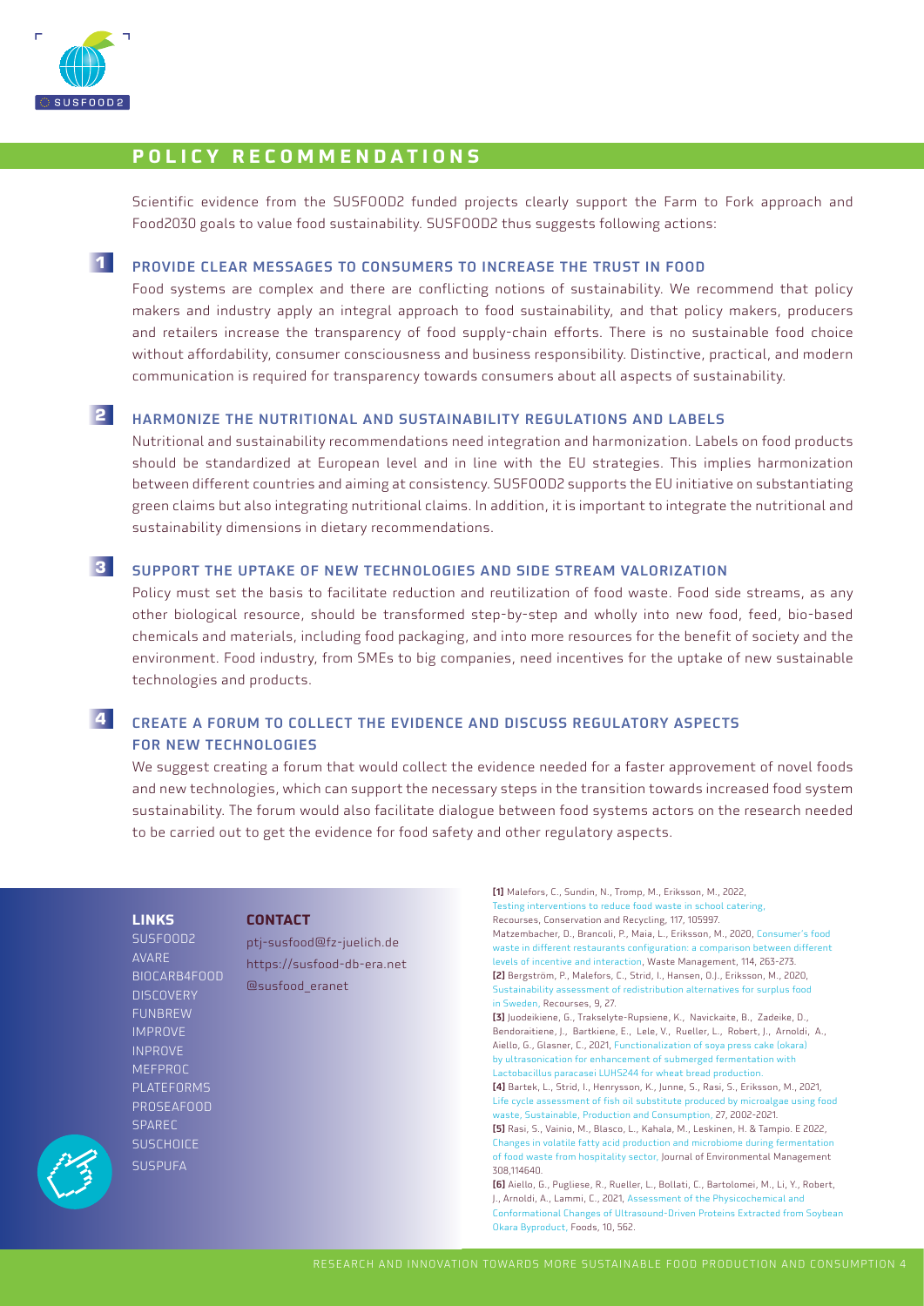## POLICY RECOMMENDATIONS

Scientific evidence from the SUSFOOD2 funded projects clearly support the Farm to Fork approach and Food2030 goals to value food sustainability. SUSFOOD2 thus suggests following actions:

### 1 PROVIDE CLEAR MESSAGES TO CONSUMERS TO INCREASE THE TRUST IN FOOD

Food systems are complex and there are conflicting notions of sustainability. We recommend that policy makers and industry apply an integral approach to food sustainability, and that policy makers, producers and retailers increase the transparency of food supply-chain efforts. There is no sustainable food choice without affordability, consumer consciousness and business responsibility. Distinctive, practical, and modern communication is required for transparency towards consumers about all aspects of sustainability.

### 2 HARMONIZE THE NUTRITIONAL AND SUSTAINABILITY REGULATIONS AND LABELS

Nutritional and sustainability recommendations need integration and harmonization. Labels on food products should be standardized at European level and in line with the EU strategies. This implies harmonization between different countries and aiming at consistency. SUSFOOD2 supports the EU initiative on substantiating green claims but also integrating nutritional claims. In addition, it is important to integrate the nutritional and sustainability dimensions in dietary recommendations.

### 3 SUPPORT THE UPTAKE OF NEW TECHNOLOGIES AND SIDE STREAM VALORIZATION

Policy must set the basis to facilitate reduction and reutilization of food waste. Food side streams, as any other biological resource, should be transformed step-by-step and wholly into new food, feed, bio-based chemicals and materials, including food packaging, and into more resources for the benefit of society and the environment. Food industry, from SMEs to big companies, need incentives for the uptake of new sustainable technologies and products.

### 4 CREATE A FORUM TO COLLECT THE EVIDENCE AND DISCUSS REGULATORY ASPECTS FOR NEW TECHNOLOGIES

We suggest creating a forum that would collect the evidence needed for a faster approvement of novel foods and new technologies, which can support the necessary steps in the transition towards increased food system sustainability. The forum would also facilitate dialogue between food systems actors on the research needed to be carried out to get the evidence for food safety and other regulatory aspects.

**LINKS**

SUSFOOD2
AVARE
BIOCARB4FOOD
DISCOVERY
FUNBREW
IMPROVE
INPROVE
MEFPROC
PLATEFORMS
PROSEAFOOD
SPAREC
SUSCHOICE
SUSPUFA

**CONTACT**

ptj-susfood@fz-juelich.de
https://susfood-db-era.net
@susfood_eranet

**[1]** Malefors, C., Sundin, N., Tromp, M., Eriksson, M., 2022, Testing interventions to reduce food waste in school catering, Recourses, Conservation and Recycling, 117, 105997.
Matzembacher, D., Brancoli, P., Maia, L., Eriksson, M., 2020, Consumer's food waste in different restaurants configuration: a comparison between different levels of incentive and interaction, Waste Management, 114, 263-273.

**[2]** Bergström, P., Malefors, C., Strid, I., Hansen, O.J., Eriksson, M., 2020, Sustainability assessment of redistribution alternatives for surplus food in Sweden, Recourses, 9, 27.

**[3]** Juodeikiene, G., Trakselyte-Rupsiene, K., Navickaite, B., Zadeike, D., Bendoraitiene, J., Bartkiene, E., Lele, V., Rueller, L., Robert, J., Arnoldi, A., Aiello, G., Glasner, C., 2021, Functionalization of soya press cake (okara) by ultrasonication for enhancement of submerged fermentation with Lactobacillus paracasei LUHS244 for wheat bread production.

**[4]** Bartek, L., Strid, I., Henryson, K., Junne, S., Rasi, S., Eriksson, M., 2021, Life cycle assessment of fish oil substitute produced by microalgae using food waste, Sustainable, Production and Consumption, 27, 2002-2021.

**[5]** Rasi, S., Vainio, M., Blasco, L., Kahala, M., Leskinen, H. & Tampio. E 2022, Changes in volatile fatty acid production and microbiome during fermentation of food waste from hospitality sector, Journal of Environmental Management 308,114640.

**[6]** Aiello, G., Pugliese, R., Rueller, L., Bollati, C., Bartolomei, M., Li, Y., Robert, J., Arnoldi, A., Lammi, C., 2021, Assessment of the Physicochemical and Conformational Changes of Ultrasound-Driven Proteins Extracted from Soybean Okara Byproduct, Foods, 10, 562.